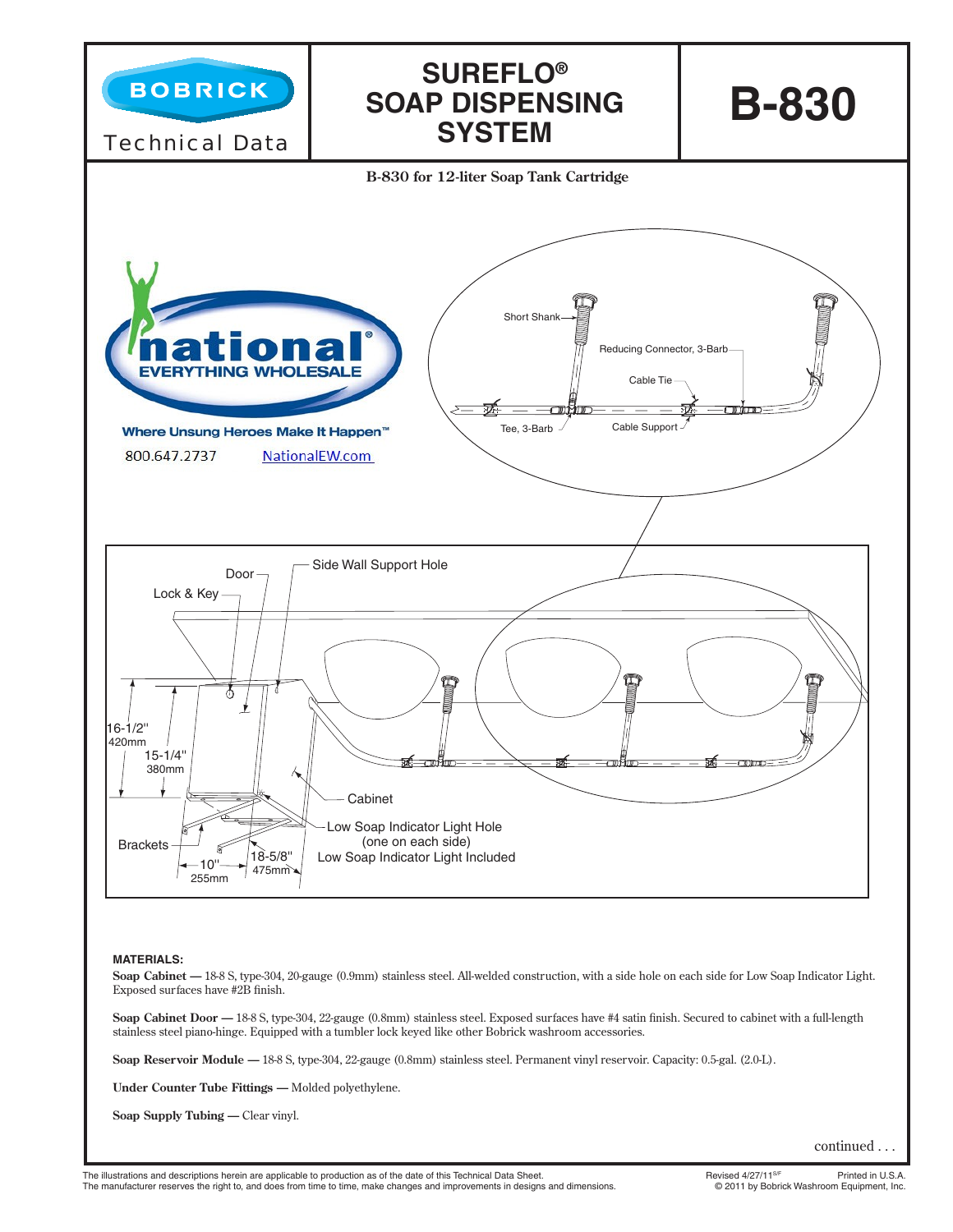BOBRICK

Technical Data

# SUREFLO® SOAP DISPENSING SYSTEM

# B-830

**B-830 for 12-liter Soap Tank Cartridge**

national® EVERYTHING WHOLESALE

Where Unsung Heroes Make It Happen™

800.647.2737 NationalEW.com

Short Shank

Reducing Connector, 3-Barb

Cable Tie

Tee, 3-Barb

Cable Support

Door

Side Wall Support Hole

Lock & Key

16-1/2" 420mm

15-1/4" 380mm

Cabinet

Low Soap Indicator Light Hole (one on each side)

Low Soap Indicator Light Included

Brackets

10" 255mm

18-5/8" 475mm

**MATERIALS:**

**Soap Cabinet —** 18-8 S, type-304, 20-gauge (0.9mm) stainless steel. All-welded construction, with a side hole on each side for Low Soap Indicator Light. Exposed surfaces have #2B finish.

**Soap Cabinet Door —** 18-8 S, type-304, 22-gauge (0.8mm) stainless steel. Exposed surfaces have #4 satin finish. Secured to cabinet with a full-length stainless steel piano-hinge. Equipped with a tumbler lock keyed like other Bobrick washroom accessories.

**Soap Reservoir Module —** 18-8 S, type-304, 22-gauge (0.8mm) stainless steel. Permanent vinyl reservoir. Capacity: 0.5-gal. (2.0-L).

**Under Counter Tube Fittings —** Molded polyethylene.

**Soap Supply Tubing —** Clear vinyl.

continued . . .

The illustrations and descriptions herein are applicable to production as of the date of this Technical Data Sheet. The manufacturer reserves the right to, and does from time to time, make changes and improvements in designs and dimensions.

Revised 4/27/11 Printed in U.S.A. © 2011 by Bobrick Washroom Equipment, Inc.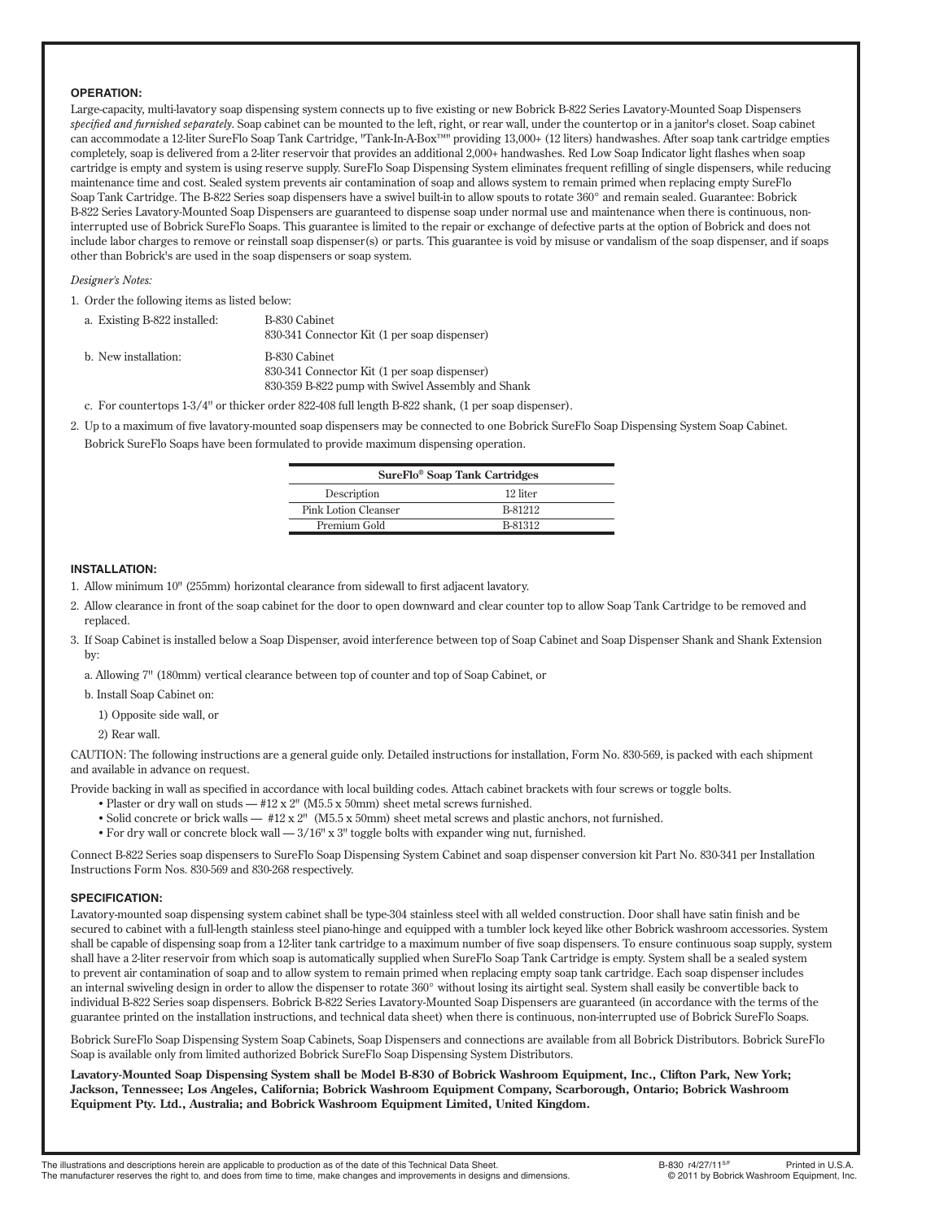### OPERATION:

Large-capacity, multi-lavatory soap dispensing system connects up to five existing or new Bobrick B-822 Series Lavatory-Mounted Soap Dispensers *specified and furnished separately*. Soap cabinet can be mounted to the left, right, or rear wall, under the countertop or in a janitor's closet. Soap cabinet can accommodate a 12-liter SureFlo Soap Tank Cartridge, "Tank-In-A-Box™" providing 13,000+ (12 liters) handwashes. After soap tank cartridge empties completely, soap is delivered from a 2-liter reservoir that provides an additional 2,000+ handwashes. Red Low Soap Indicator light flashes when soap cartridge is empty and system is using reserve supply. SureFlo Soap Dispensing System eliminates frequent refilling of single dispensers, while reducing maintenance time and cost. Sealed system prevents air contamination of soap and allows system to remain primed when replacing empty SureFlo Soap Tank Cartridge. The B-822 Series soap dispensers have a swivel built-in to allow spouts to rotate 360° and remain sealed. Guarantee: Bobrick B-822 Series Lavatory-Mounted Soap Dispensers are guaranteed to dispense soap under normal use and maintenance when there is continuous, non-interrupted use of Bobrick SureFlo Soaps. This guarantee is limited to the repair or exchange of defective parts at the option of Bobrick and does not include labor charges to remove or reinstall soap dispenser(s) or parts. This guarantee is void by misuse or vandalism of the soap dispenser, and if soaps other than Bobrick's are used in the soap dispensers or soap system.

*Designer's Notes:*

1. Order the following items as listed below:
   a. Existing B-822 installed: B-830 Cabinet
      830-341 Connector Kit (1 per soap dispenser)
   b. New installation: B-830 Cabinet
      830-341 Connector Kit (1 per soap dispenser)
      830-359 B-822 pump with Swivel Assembly and Shank
   c. For countertops 1-3/4" or thicker order 822-408 full length B-822 shank, (1 per soap dispenser).
2. Up to a maximum of five lavatory-mounted soap dispensers may be connected to one Bobrick SureFlo Soap Dispensing System Soap Cabinet.
   Bobrick SureFlo Soaps have been formulated to provide maximum dispensing operation.

| SureFlo® Soap Tank Cartridges | |
|---|---|
| Description | 12 liter |
| Pink Lotion Cleanser | B-81212 |
| Premium Gold | B-81312 |

### INSTALLATION:

1. Allow minimum 10" (255mm) horizontal clearance from sidewall to first adjacent lavatory.
2. Allow clearance in front of the soap cabinet for the door to open downward and clear counter top to allow Soap Tank Cartridge to be removed and replaced.
3. If Soap Cabinet is installed below a Soap Dispenser, avoid interference between top of Soap Cabinet and Soap Dispenser Shank and Shank Extension by:
   a. Allowing 7" (180mm) vertical clearance between top of counter and top of Soap Cabinet, or
   b. Install Soap Cabinet on:
      1) Opposite side wall, or
      2) Rear wall.

CAUTION: The following instructions are a general guide only. Detailed instructions for installation, Form No. 830-569, is packed with each shipment and available in advance on request.

Provide backing in wall as specified in accordance with local building codes. Attach cabinet brackets with four screws or toggle bolts.

- Plaster or dry wall on studs — #12 x 2" (M5.5 x 50mm) sheet metal screws furnished.
- Solid concrete or brick walls — #12 x 2" (M5.5 x 50mm) sheet metal screws and plastic anchors, not furnished.
- For dry wall or concrete block wall — 3/16" x 3" toggle bolts with expander wing nut, furnished.

Connect B-822 Series soap dispensers to SureFlo Soap Dispensing System Cabinet and soap dispenser conversion kit Part No. 830-341 per Installation Instructions Form Nos. 830-569 and 830-268 respectively.

### SPECIFICATION:

Lavatory-mounted soap dispensing system cabinet shall be type-304 stainless steel with all welded construction. Door shall have satin finish and be secured to cabinet with a full-length stainless steel piano-hinge and equipped with a tumbler lock keyed like other Bobrick washroom accessories. System shall be capable of dispensing soap from a 12-liter tank cartridge to a maximum number of five soap dispensers. To ensure continuous soap supply, system shall have a 2-liter reservoir from which soap is automatically supplied when SureFlo Soap Tank Cartridge is empty. System shall be a sealed system to prevent air contamination of soap and to allow system to remain primed when replacing empty soap tank cartridge. Each soap dispenser includes an internal swiveling design in order to allow the dispenser to rotate 360° without losing its airtight seal. System shall easily be convertible back to individual B-822 Series soap dispensers. Bobrick B-822 Series Lavatory-Mounted Soap Dispensers are guaranteed (in accordance with the terms of the guarantee printed on the installation instructions, and technical data sheet) when there is continuous, non-interrupted use of Bobrick SureFlo Soaps.

Bobrick SureFlo Soap Dispensing System Soap Cabinets, Soap Dispensers and connections are available from all Bobrick Distributors. Bobrick SureFlo Soap is available only from limited authorized Bobrick SureFlo Soap Dispensing System Distributors.

**Lavatory-Mounted Soap Dispensing System shall be Model B-830 of Bobrick Washroom Equipment, Inc., Clifton Park, New York; Jackson, Tennessee; Los Angeles, California; Bobrick Washroom Equipment Company, Scarborough, Ontario; Bobrick Washroom Equipment Pty. Ltd., Australia; and Bobrick Washroom Equipment Limited, United Kingdom.**

The illustrations and descriptions herein are applicable to production as of the date of this Technical Data Sheet.
The manufacturer reserves the right to, and does from time to time, make changes and improvements in designs and dimensions.

B-830 r4/27/11 S/F Printed in U.S.A.
© 2011 by Bobrick Washroom Equipment, Inc.